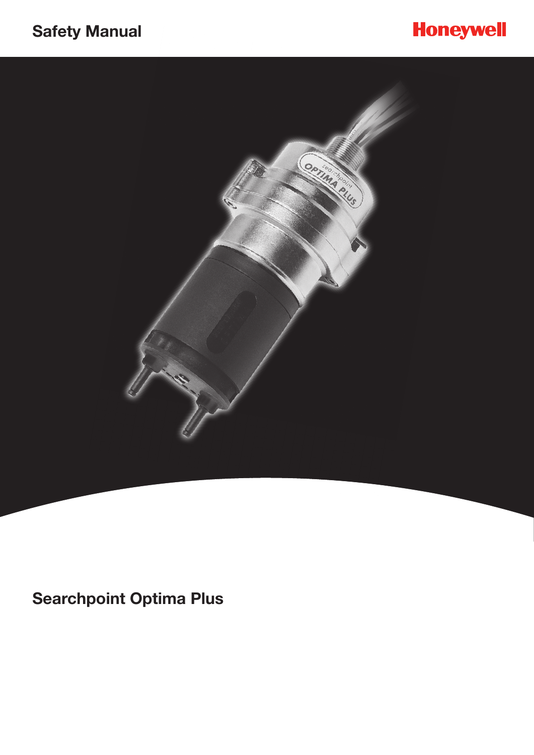Safety Manual

Honeywell

# Searchpoint Optima Plus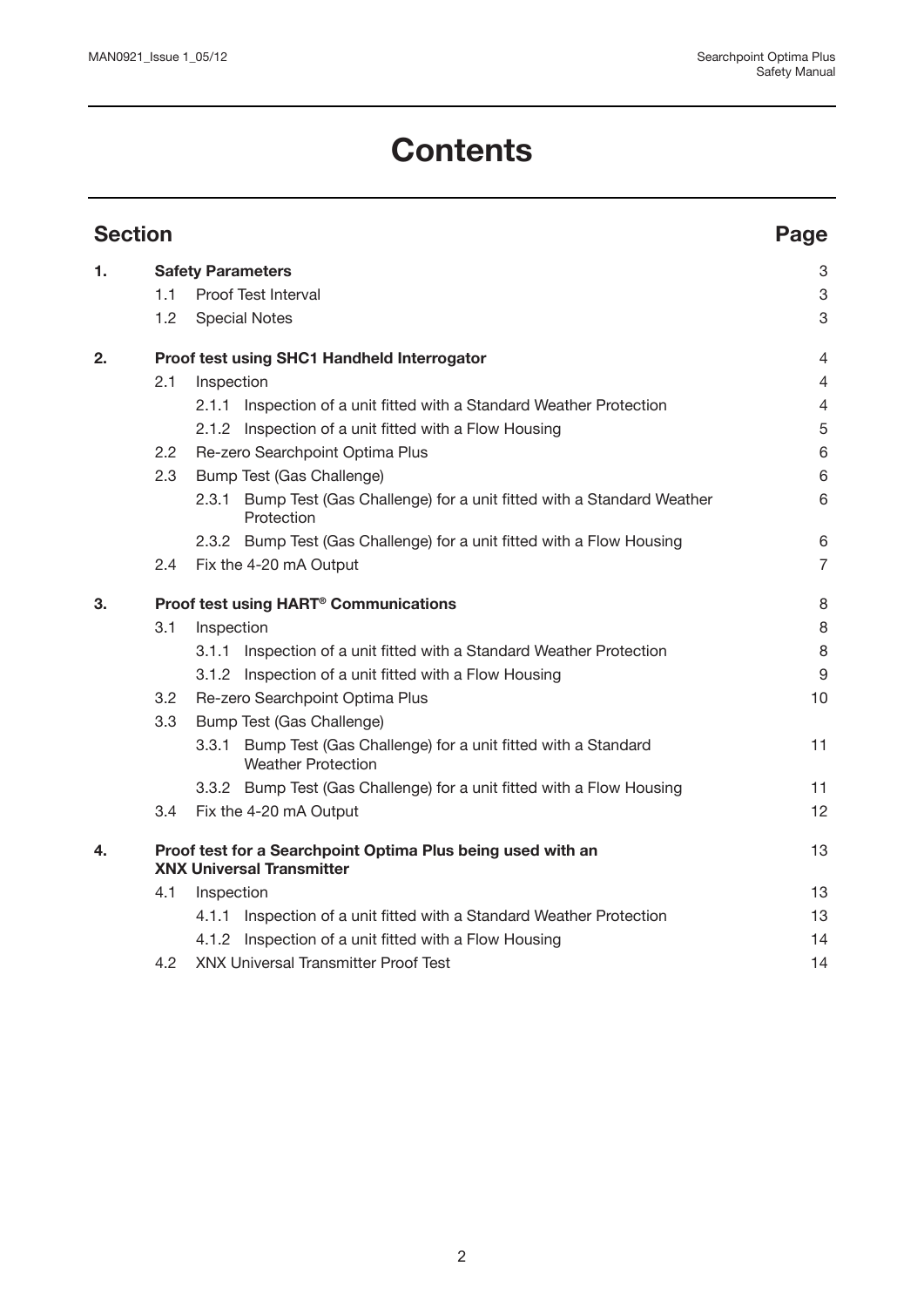# Contents

| Section | | | Page |
|---|---|---|---|
| **1.** | **Safety Parameters** | | 3 |
| | 1.1 | Proof Test Interval | 3 |
| | 1.2 | Special Notes | 3 |
| **2.** | **Proof test using SHC1 Handheld Interrogator** | | 4 |
| | 2.1 | Inspection | 4 |
| | | 2.1.1 Inspection of a unit fitted with a Standard Weather Protection | 4 |
| | | 2.1.2 Inspection of a unit fitted with a Flow Housing | 5 |
| | 2.2 | Re-zero Searchpoint Optima Plus | 6 |
| | 2.3 | Bump Test (Gas Challenge) | 6 |
| | | 2.3.1 Bump Test (Gas Challenge) for a unit fitted with a Standard Weather Protection | 6 |
| | | 2.3.2 Bump Test (Gas Challenge) for a unit fitted with a Flow Housing | 6 |
| | 2.4 | Fix the 4-20 mA Output | 7 |
| **3.** | **Proof test using HART® Communications** | | 8 |
| | 3.1 | Inspection | 8 |
| | | 3.1.1 Inspection of a unit fitted with a Standard Weather Protection | 8 |
| | | 3.1.2 Inspection of a unit fitted with a Flow Housing | 9 |
| | 3.2 | Re-zero Searchpoint Optima Plus | 10 |
| | 3.3 | Bump Test (Gas Challenge) | |
| | | 3.3.1 Bump Test (Gas Challenge) for a unit fitted with a Standard Weather Protection | 11 |
| | | 3.3.2 Bump Test (Gas Challenge) for a unit fitted with a Flow Housing | 11 |
| | 3.4 | Fix the 4-20 mA Output | 12 |
| **4.** | **Proof test for a Searchpoint Optima Plus being used with an XNX Universal Transmitter** | | 13 |
| | 4.1 | Inspection | 13 |
| | | 4.1.1 Inspection of a unit fitted with a Standard Weather Protection | 13 |
| | | 4.1.2 Inspection of a unit fitted with a Flow Housing | 14 |
| | 4.2 | XNX Universal Transmitter Proof Test | 14 |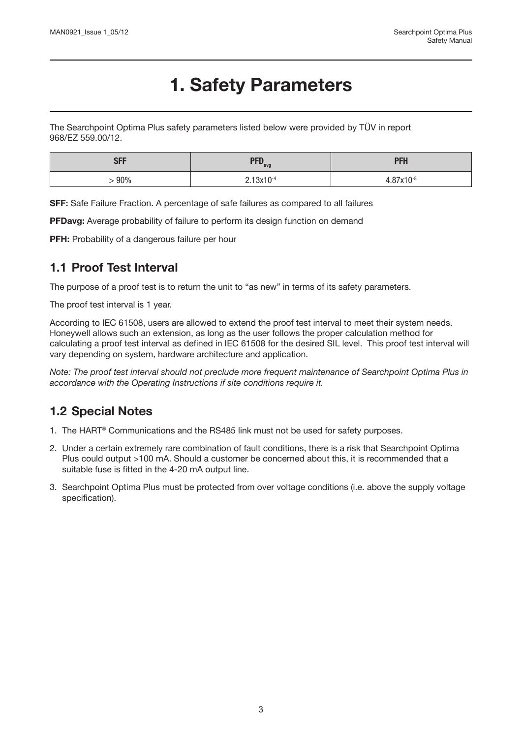# 1. Safety Parameters

The Searchpoint Optima Plus safety parameters listed below were provided by TÜV in report 968/EZ 559.00/12.

| SFF | $PFD_{avg}$ | PFH |
|---|---|---|
| > 90% | $2.13 \times 10^{-4}$ | $4.87 \times 10^{-8}$ |

**SFF:** Safe Failure Fraction. A percentage of safe failures as compared to all failures

**PFDavg:** Average probability of failure to perform its design function on demand

**PFH:** Probability of a dangerous failure per hour

## 1.1 Proof Test Interval

The purpose of a proof test is to return the unit to "as new" in terms of its safety parameters.

The proof test interval is 1 year.

According to IEC 61508, users are allowed to extend the proof test interval to meet their system needs. Honeywell allows such an extension, as long as the user follows the proper calculation method for calculating a proof test interval as defined in IEC 61508 for the desired SIL level. This proof test interval will vary depending on system, hardware architecture and application.

*Note: The proof test interval should not preclude more frequent maintenance of Searchpoint Optima Plus in accordance with the Operating Instructions if site conditions require it.*

## 1.2 Special Notes

1. The HART® Communications and the RS485 link must not be used for safety purposes.
2. Under a certain extremely rare combination of fault conditions, there is a risk that Searchpoint Optima Plus could output >100 mA. Should a customer be concerned about this, it is recommended that a suitable fuse is fitted in the 4-20 mA output line.
3. Searchpoint Optima Plus must be protected from over voltage conditions (i.e. above the supply voltage specification).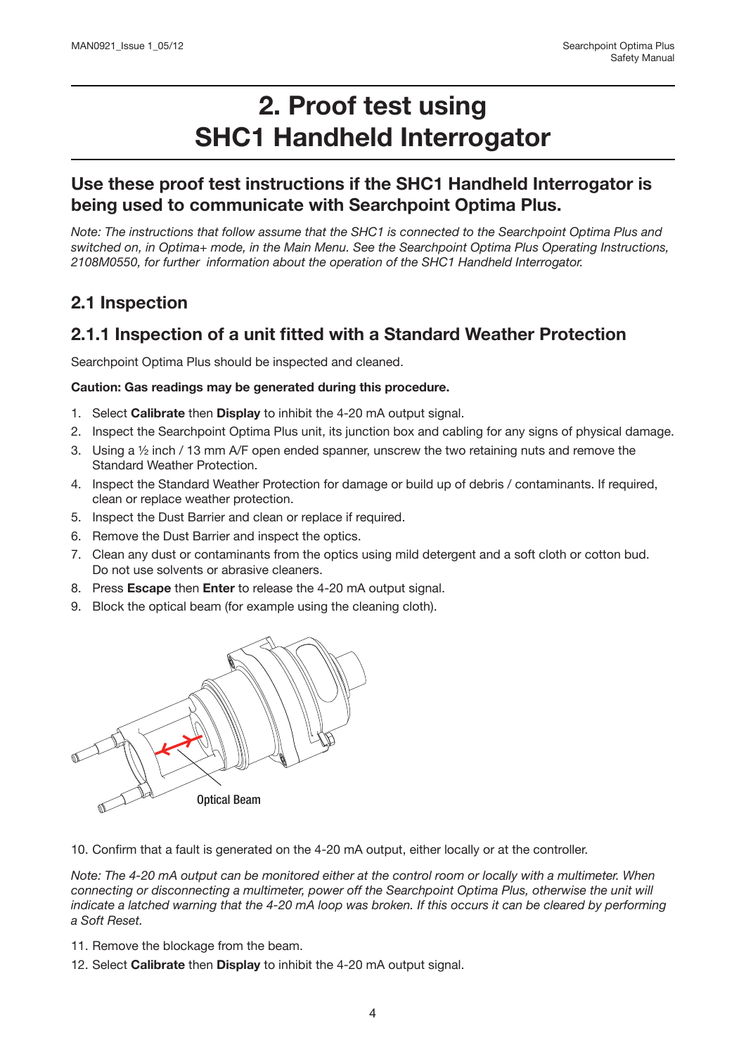# 2. Proof test using SHC1 Handheld Interrogator

## Use these proof test instructions if the SHC1 Handheld Interrogator is being used to communicate with Searchpoint Optima Plus.

*Note: The instructions that follow assume that the SHC1 is connected to the Searchpoint Optima Plus and switched on, in Optima+ mode, in the Main Menu. See the Searchpoint Optima Plus Operating Instructions, 2108M0550, for further information about the operation of the SHC1 Handheld Interrogator.*

## 2.1 Inspection

### 2.1.1 Inspection of a unit fitted with a Standard Weather Protection

Searchpoint Optima Plus should be inspected and cleaned.

**Caution: Gas readings may be generated during this procedure.**

1. Select **Calibrate** then **Display** to inhibit the 4-20 mA output signal.
2. Inspect the Searchpoint Optima Plus unit, its junction box and cabling for any signs of physical damage.
3. Using a ½ inch / 13 mm A/F open ended spanner, unscrew the two retaining nuts and remove the Standard Weather Protection.
4. Inspect the Standard Weather Protection for damage or build up of debris / contaminants. If required, clean or replace weather protection.
5. Inspect the Dust Barrier and clean or replace if required.
6. Remove the Dust Barrier and inspect the optics.
7. Clean any dust or contaminants from the optics using mild detergent and a soft cloth or cotton bud. Do not use solvents or abrasive cleaners.
8. Press **Escape** then **Enter** to release the 4-20 mA output signal.
9. Block the optical beam (for example using the cleaning cloth).

Optical Beam

10. Confirm that a fault is generated on the 4-20 mA output, either locally or at the controller.

*Note: The 4-20 mA output can be monitored either at the control room or locally with a multimeter. When connecting or disconnecting a multimeter, power off the Searchpoint Optima Plus, otherwise the unit will indicate a latched warning that the 4-20 mA loop was broken. If this occurs it can be cleared by performing a Soft Reset.*

11. Remove the blockage from the beam.
12. Select **Calibrate** then **Display** to inhibit the 4-20 mA output signal.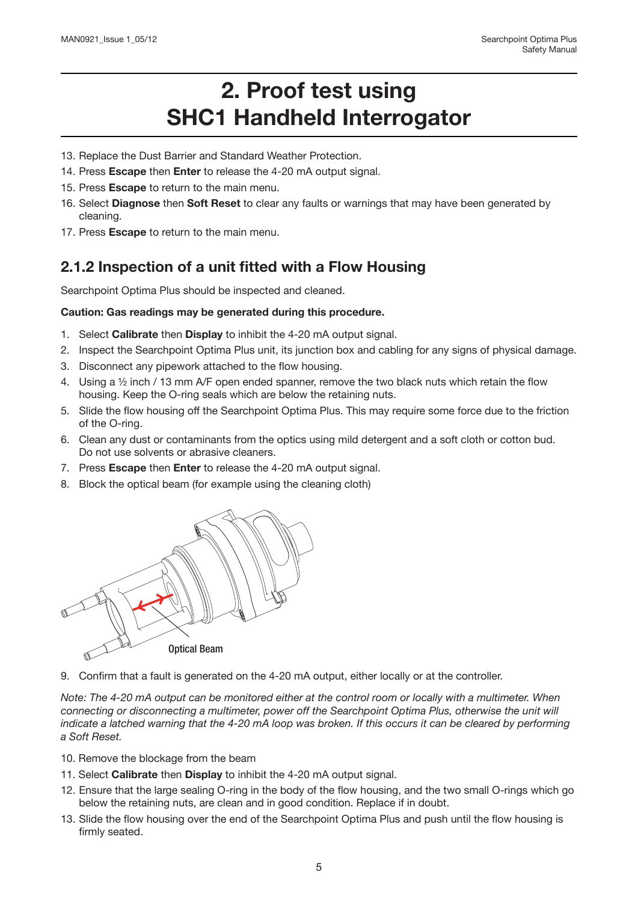// Lists continue numbering from previous page; preserving source numbering.
# 2. Proof test using SHC1 Handheld Interrogator

13. Replace the Dust Barrier and Standard Weather Protection.
14. Press **Escape** then **Enter** to release the 4-20 mA output signal.
15. Press **Escape** to return to the main menu.
16. Select **Diagnose** then **Soft Reset** to clear any faults or warnings that may have been generated by cleaning.
17. Press **Escape** to return to the main menu.

## 2.1.2 Inspection of a unit fitted with a Flow Housing

Searchpoint Optima Plus should be inspected and cleaned.

**Caution: Gas readings may be generated during this procedure.**

1. Select **Calibrate** then **Display** to inhibit the 4-20 mA output signal.
2. Inspect the Searchpoint Optima Plus unit, its junction box and cabling for any signs of physical damage.
3. Disconnect any pipework attached to the flow housing.
4. Using a ½ inch / 13 mm A/F open ended spanner, remove the two black nuts which retain the flow housing. Keep the O-ring seals which are below the retaining nuts.
5. Slide the flow housing off the Searchpoint Optima Plus. This may require some force due to the friction of the O-ring.
6. Clean any dust or contaminants from the optics using mild detergent and a soft cloth or cotton bud. Do not use solvents or abrasive cleaners.
7. Press **Escape** then **Enter** to release the 4-20 mA output signal.
8. Block the optical beam (for example using the cleaning cloth)

Optical Beam

9. Confirm that a fault is generated on the 4-20 mA output, either locally or at the controller.

*Note: The 4-20 mA output can be monitored either at the control room or locally with a multimeter. When connecting or disconnecting a multimeter, power off the Searchpoint Optima Plus, otherwise the unit will indicate a latched warning that the 4-20 mA loop was broken. If this occurs it can be cleared by performing a Soft Reset.*

10. Remove the blockage from the beam
11. Select **Calibrate** then **Display** to inhibit the 4-20 mA output signal.
12. Ensure that the large sealing O-ring in the body of the flow housing, and the two small O-rings which go below the retaining nuts, are clean and in good condition. Replace if in doubt.
13. Slide the flow housing over the end of the Searchpoint Optima Plus and push until the flow housing is firmly seated.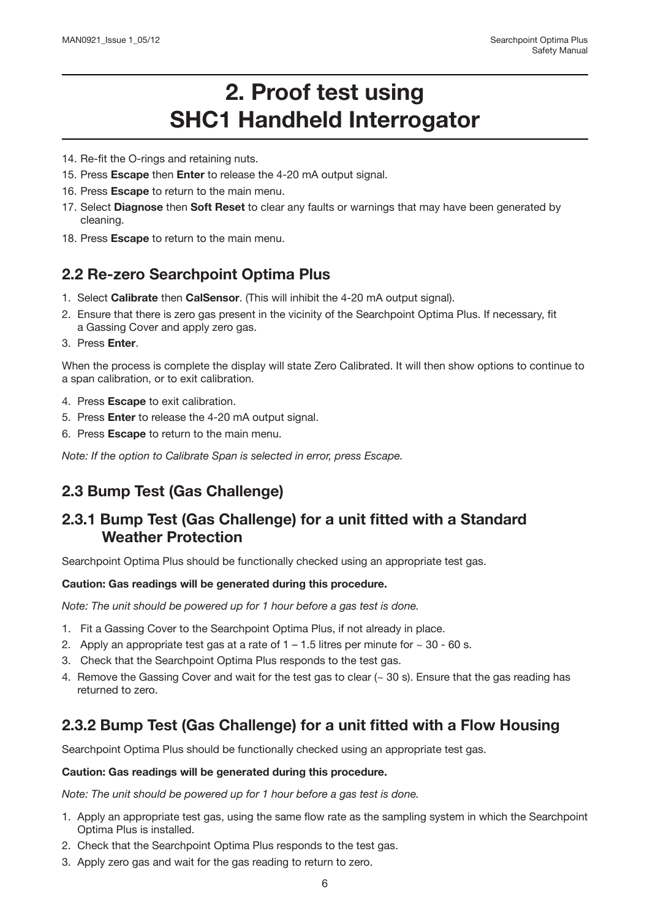# 2. Proof test using SHC1 Handheld Interrogator

14. Re-fit the O-rings and retaining nuts.
15. Press **Escape** then **Enter** to release the 4-20 mA output signal.
16. Press **Escape** to return to the main menu.
17. Select **Diagnose** then **Soft Reset** to clear any faults or warnings that may have been generated by cleaning.
18. Press **Escape** to return to the main menu.

## 2.2 Re-zero Searchpoint Optima Plus

1. Select **Calibrate** then **CalSensor**. (This will inhibit the 4-20 mA output signal).
2. Ensure that there is zero gas present in the vicinity of the Searchpoint Optima Plus. If necessary, fit a Gassing Cover and apply zero gas.
3. Press **Enter**.

When the process is complete the display will state Zero Calibrated. It will then show options to continue to a span calibration, or to exit calibration.

4. Press **Escape** to exit calibration.
5. Press **Enter** to release the 4-20 mA output signal.
6. Press **Escape** to return to the main menu.

*Note: If the option to Calibrate Span is selected in error, press Escape.*

## 2.3 Bump Test (Gas Challenge)

### 2.3.1 Bump Test (Gas Challenge) for a unit fitted with a Standard Weather Protection

Searchpoint Optima Plus should be functionally checked using an appropriate test gas.

**Caution: Gas readings will be generated during this procedure.**

*Note: The unit should be powered up for 1 hour before a gas test is done.*

1. Fit a Gassing Cover to the Searchpoint Optima Plus, if not already in place.
2. Apply an appropriate test gas at a rate of 1 – 1.5 litres per minute for ~ 30 - 60 s.
3. Check that the Searchpoint Optima Plus responds to the test gas.
4. Remove the Gassing Cover and wait for the test gas to clear (~ 30 s). Ensure that the gas reading has returned to zero.

### 2.3.2 Bump Test (Gas Challenge) for a unit fitted with a Flow Housing

Searchpoint Optima Plus should be functionally checked using an appropriate test gas.

**Caution: Gas readings will be generated during this procedure.**

*Note: The unit should be powered up for 1 hour before a gas test is done.*

1. Apply an appropriate test gas, using the same flow rate as the sampling system in which the Searchpoint Optima Plus is installed.
2. Check that the Searchpoint Optima Plus responds to the test gas.
3. Apply zero gas and wait for the gas reading to return to zero.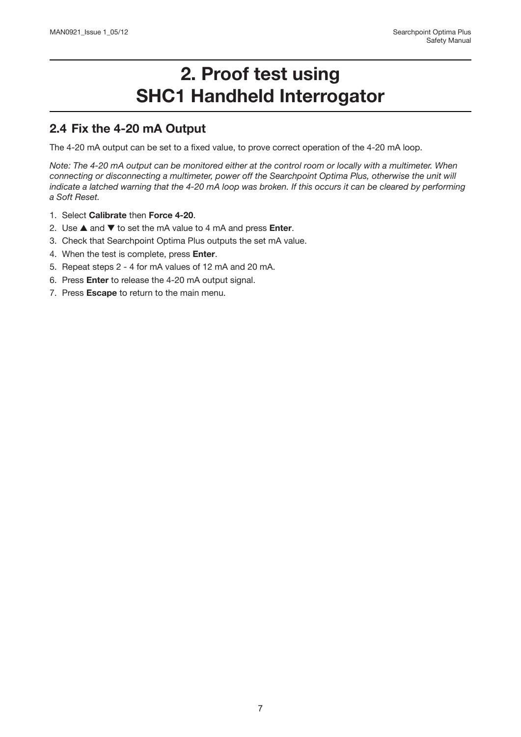# 2. Proof test using SHC1 Handheld Interrogator

## 2.4 Fix the 4-20 mA Output

The 4-20 mA output can be set to a fixed value, to prove correct operation of the 4-20 mA loop.

*Note: The 4-20 mA output can be monitored either at the control room or locally with a multimeter. When connecting or disconnecting a multimeter, power off the Searchpoint Optima Plus, otherwise the unit will indicate a latched warning that the 4-20 mA loop was broken. If this occurs it can be cleared by performing a Soft Reset.*

1. Select **Calibrate** then **Force 4-20**.
2. Use ▲ and ▼ to set the mA value to 4 mA and press **Enter**.
3. Check that Searchpoint Optima Plus outputs the set mA value.
4. When the test is complete, press **Enter**.
5. Repeat steps 2 - 4 for mA values of 12 mA and 20 mA.
6. Press **Enter** to release the 4-20 mA output signal.
7. Press **Escape** to return to the main menu.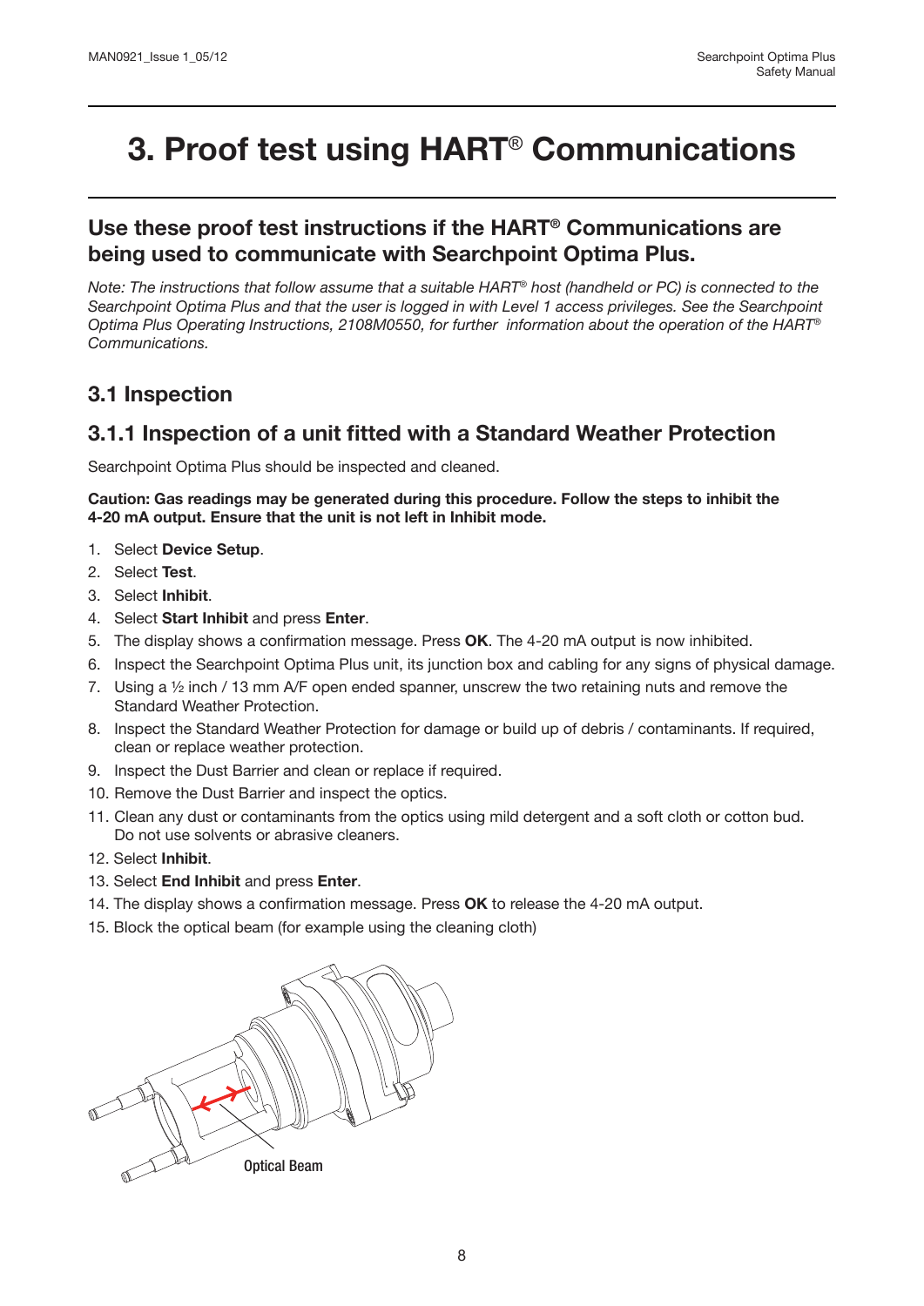# 3. Proof test using HART® Communications

## Use these proof test instructions if the HART® Communications are being used to communicate with Searchpoint Optima Plus.

*Note: The instructions that follow assume that a suitable HART® host (handheld or PC) is connected to the Searchpoint Optima Plus and that the user is logged in with Level 1 access privileges. See the Searchpoint Optima Plus Operating Instructions, 2108M0550, for further information about the operation of the HART® Communications.*

## 3.1 Inspection

### 3.1.1 Inspection of a unit fitted with a Standard Weather Protection

Searchpoint Optima Plus should be inspected and cleaned.

**Caution: Gas readings may be generated during this procedure. Follow the steps to inhibit the 4-20 mA output. Ensure that the unit is not left in Inhibit mode.**

1. Select **Device Setup**.
2. Select **Test**.
3. Select **Inhibit**.
4. Select **Start Inhibit** and press **Enter**.
5. The display shows a confirmation message. Press **OK**. The 4-20 mA output is now inhibited.
6. Inspect the Searchpoint Optima Plus unit, its junction box and cabling for any signs of physical damage.
7. Using a ½ inch / 13 mm A/F open ended spanner, unscrew the two retaining nuts and remove the Standard Weather Protection.
8. Inspect the Standard Weather Protection for damage or build up of debris / contaminants. If required, clean or replace weather protection.
9. Inspect the Dust Barrier and clean or replace if required.
10. Remove the Dust Barrier and inspect the optics.
11. Clean any dust or contaminants from the optics using mild detergent and a soft cloth or cotton bud. Do not use solvents or abrasive cleaners.
12. Select **Inhibit**.
13. Select **End Inhibit** and press **Enter**.
14. The display shows a confirmation message. Press **OK** to release the 4-20 mA output.
15. Block the optical beam (for example using the cleaning cloth)

Optical Beam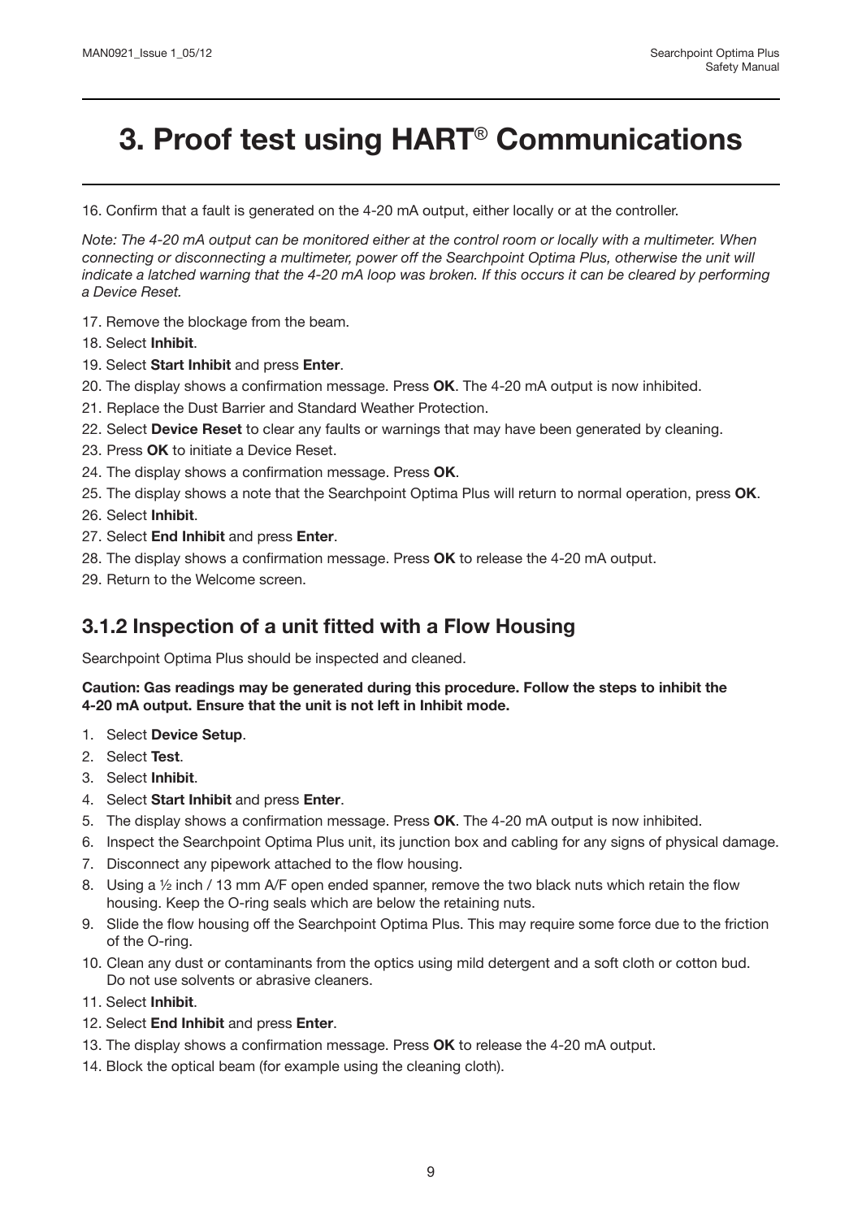# 3. Proof test using HART® Communications

16. Confirm that a fault is generated on the 4-20 mA output, either locally or at the controller.

*Note: The 4-20 mA output can be monitored either at the control room or locally with a multimeter. When connecting or disconnecting a multimeter, power off the Searchpoint Optima Plus, otherwise the unit will indicate a latched warning that the 4-20 mA loop was broken. If this occurs it can be cleared by performing a Device Reset.*

17. Remove the blockage from the beam.
18. Select **Inhibit**.
19. Select **Start Inhibit** and press **Enter**.
20. The display shows a confirmation message. Press **OK**. The 4-20 mA output is now inhibited.
21. Replace the Dust Barrier and Standard Weather Protection.
22. Select **Device Reset** to clear any faults or warnings that may have been generated by cleaning.
23. Press **OK** to initiate a Device Reset.
24. The display shows a confirmation message. Press **OK**.
25. The display shows a note that the Searchpoint Optima Plus will return to normal operation, press **OK**.
26. Select **Inhibit**.
27. Select **End Inhibit** and press **Enter**.
28. The display shows a confirmation message. Press **OK** to release the 4-20 mA output.
29. Return to the Welcome screen.

### 3.1.2 Inspection of a unit fitted with a Flow Housing

Searchpoint Optima Plus should be inspected and cleaned.

**Caution: Gas readings may be generated during this procedure. Follow the steps to inhibit the 4-20 mA output. Ensure that the unit is not left in Inhibit mode.**

1. Select **Device Setup**.
2. Select **Test**.
3. Select **Inhibit**.
4. Select **Start Inhibit** and press **Enter**.
5. The display shows a confirmation message. Press **OK**. The 4-20 mA output is now inhibited.
6. Inspect the Searchpoint Optima Plus unit, its junction box and cabling for any signs of physical damage.
7. Disconnect any pipework attached to the flow housing.
8. Using a ½ inch / 13 mm A/F open ended spanner, remove the two black nuts which retain the flow housing. Keep the O-ring seals which are below the retaining nuts.
9. Slide the flow housing off the Searchpoint Optima Plus. This may require some force due to the friction of the O-ring.
10. Clean any dust or contaminants from the optics using mild detergent and a soft cloth or cotton bud. Do not use solvents or abrasive cleaners.
11. Select **Inhibit**.
12. Select **End Inhibit** and press **Enter**.
13. The display shows a confirmation message. Press **OK** to release the 4-20 mA output.
14. Block the optical beam (for example using the cleaning cloth).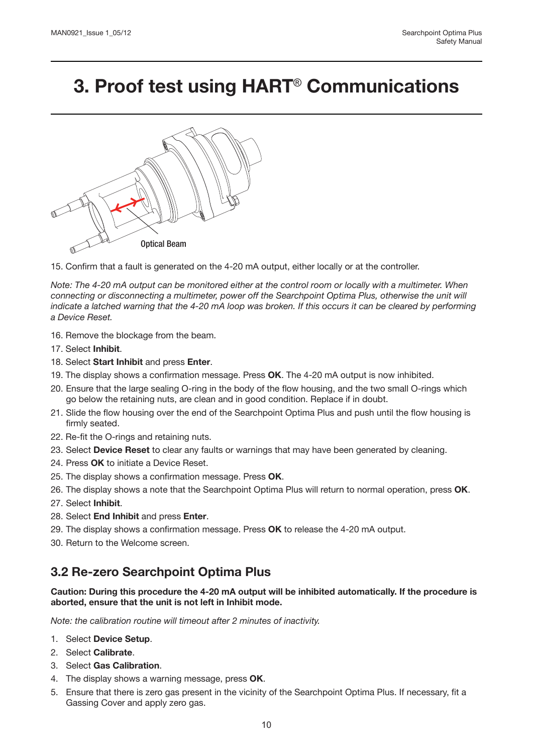# 3. Proof test using HART® Communications

Optical Beam

15. Confirm that a fault is generated on the 4-20 mA output, either locally or at the controller.

*Note: The 4-20 mA output can be monitored either at the control room or locally with a multimeter. When connecting or disconnecting a multimeter, power off the Searchpoint Optima Plus, otherwise the unit will indicate a latched warning that the 4-20 mA loop was broken. If this occurs it can be cleared by performing a Device Reset.*

16. Remove the blockage from the beam.
17. Select **Inhibit**.
18. Select **Start Inhibit** and press **Enter**.
19. The display shows a confirmation message. Press **OK**. The 4-20 mA output is now inhibited.
20. Ensure that the large sealing O-ring in the body of the flow housing, and the two small O-rings which go below the retaining nuts, are clean and in good condition. Replace if in doubt.
21. Slide the flow housing over the end of the Searchpoint Optima Plus and push until the flow housing is firmly seated.
22. Re-fit the O-rings and retaining nuts.
23. Select **Device Reset** to clear any faults or warnings that may have been generated by cleaning.
24. Press **OK** to initiate a Device Reset.
25. The display shows a confirmation message. Press **OK**.
26. The display shows a note that the Searchpoint Optima Plus will return to normal operation, press **OK**.
27. Select **Inhibit**.
28. Select **End Inhibit** and press **Enter**.
29. The display shows a confirmation message. Press **OK** to release the 4-20 mA output.
30. Return to the Welcome screen.

## 3.2 Re-zero Searchpoint Optima Plus

**Caution: During this procedure the 4-20 mA output will be inhibited automatically. If the procedure is aborted, ensure that the unit is not left in Inhibit mode.**

*Note: the calibration routine will timeout after 2 minutes of inactivity.*

1. Select **Device Setup**.
2. Select **Calibrate**.
3. Select **Gas Calibration**.
4. The display shows a warning message, press **OK**.
5. Ensure that there is zero gas present in the vicinity of the Searchpoint Optima Plus. If necessary, fit a Gassing Cover and apply zero gas.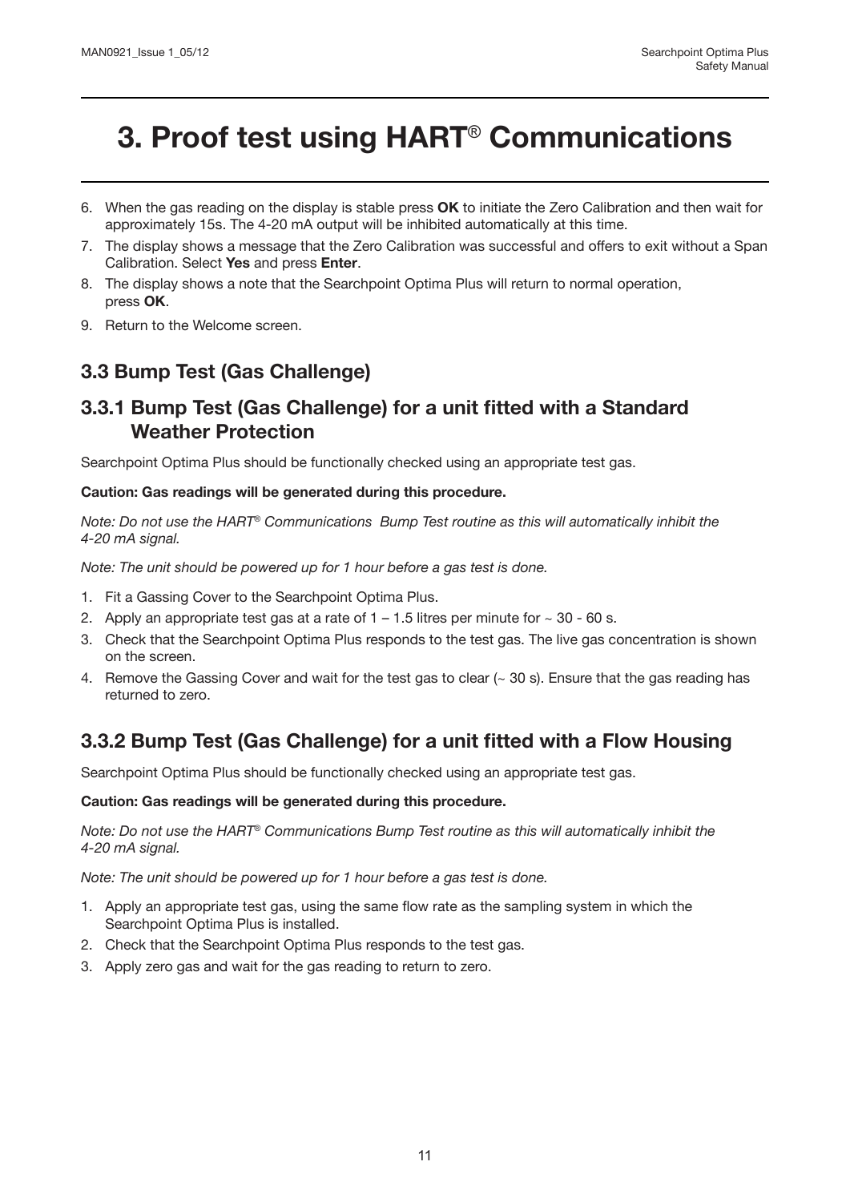# 3. Proof test using HART® Communications

6. When the gas reading on the display is stable press **OK** to initiate the Zero Calibration and then wait for approximately 15s. The 4-20 mA output will be inhibited automatically at this time.
7. The display shows a message that the Zero Calibration was successful and offers to exit without a Span Calibration. Select **Yes** and press **Enter**.
8. The display shows a note that the Searchpoint Optima Plus will return to normal operation, press **OK**.
9. Return to the Welcome screen.

## 3.3 Bump Test (Gas Challenge)

### 3.3.1 Bump Test (Gas Challenge) for a unit fitted with a Standard Weather Protection

Searchpoint Optima Plus should be functionally checked using an appropriate test gas.

**Caution: Gas readings will be generated during this procedure.**

*Note: Do not use the HART® Communications Bump Test routine as this will automatically inhibit the 4-20 mA signal.*

*Note: The unit should be powered up for 1 hour before a gas test is done.*

1. Fit a Gassing Cover to the Searchpoint Optima Plus.
2. Apply an appropriate test gas at a rate of 1 – 1.5 litres per minute for ~ 30 - 60 s.
3. Check that the Searchpoint Optima Plus responds to the test gas. The live gas concentration is shown on the screen.
4. Remove the Gassing Cover and wait for the test gas to clear (~ 30 s). Ensure that the gas reading has returned to zero.

### 3.3.2 Bump Test (Gas Challenge) for a unit fitted with a Flow Housing

Searchpoint Optima Plus should be functionally checked using an appropriate test gas.

**Caution: Gas readings will be generated during this procedure.**

*Note: Do not use the HART® Communications Bump Test routine as this will automatically inhibit the 4-20 mA signal.*

*Note: The unit should be powered up for 1 hour before a gas test is done.*

1. Apply an appropriate test gas, using the same flow rate as the sampling system in which the Searchpoint Optima Plus is installed.
2. Check that the Searchpoint Optima Plus responds to the test gas.
3. Apply zero gas and wait for the gas reading to return to zero.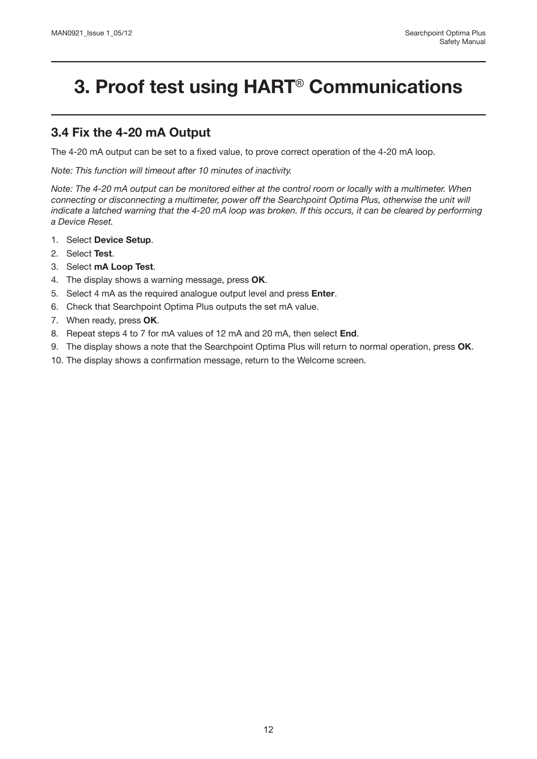# 3. Proof test using HART® Communications

## 3.4 Fix the 4-20 mA Output

The 4-20 mA output can be set to a fixed value, to prove correct operation of the 4-20 mA loop.

*Note: This function will timeout after 10 minutes of inactivity.*

*Note: The 4-20 mA output can be monitored either at the control room or locally with a multimeter. When connecting or disconnecting a multimeter, power off the Searchpoint Optima Plus, otherwise the unit will indicate a latched warning that the 4-20 mA loop was broken. If this occurs, it can be cleared by performing a Device Reset.*

1. Select **Device Setup**.
2. Select **Test**.
3. Select **mA Loop Test**.
4. The display shows a warning message, press **OK**.
5. Select 4 mA as the required analogue output level and press **Enter**.
6. Check that Searchpoint Optima Plus outputs the set mA value.
7. When ready, press **OK**.
8. Repeat steps 4 to 7 for mA values of 12 mA and 20 mA, then select **End**.
9. The display shows a note that the Searchpoint Optima Plus will return to normal operation, press **OK**.
10. The display shows a confirmation message, return to the Welcome screen.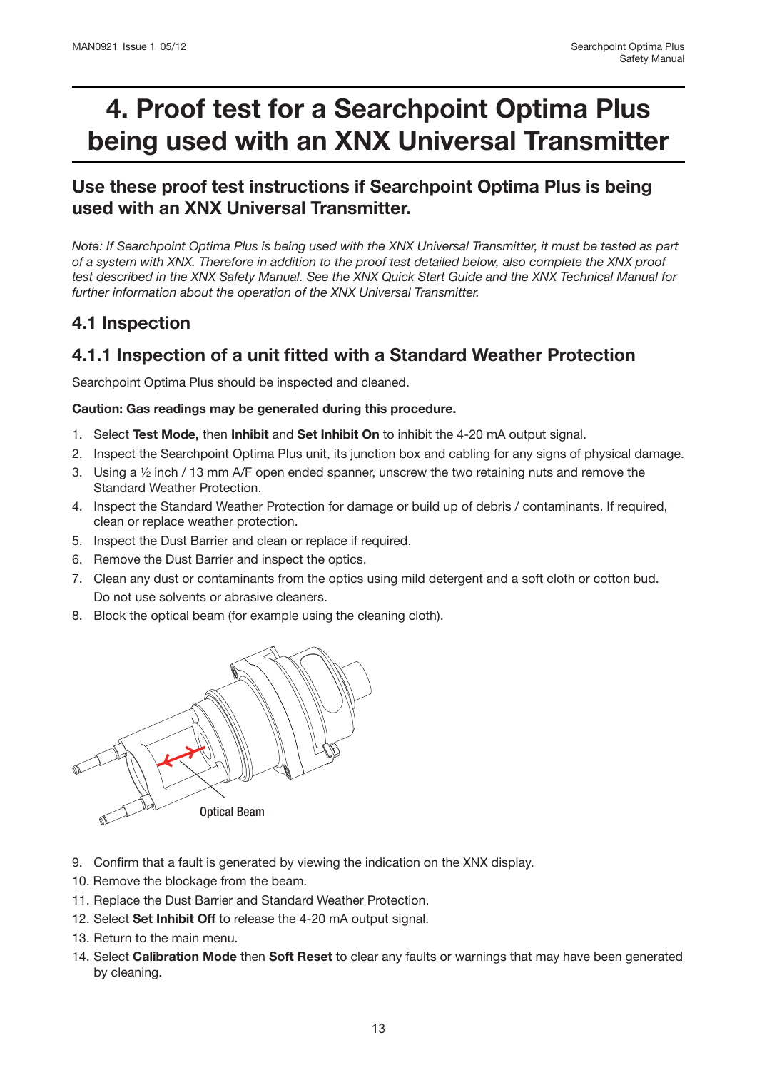# 4. Proof test for a Searchpoint Optima Plus being used with an XNX Universal Transmitter

## Use these proof test instructions if Searchpoint Optima Plus is being used with an XNX Universal Transmitter.

*Note: If Searchpoint Optima Plus is being used with the XNX Universal Transmitter, it must be tested as part of a system with XNX. Therefore in addition to the proof test detailed below, also complete the XNX proof test described in the XNX Safety Manual. See the XNX Quick Start Guide and the XNX Technical Manual for further information about the operation of the XNX Universal Transmitter.*

## 4.1 Inspection

### 4.1.1 Inspection of a unit fitted with a Standard Weather Protection

Searchpoint Optima Plus should be inspected and cleaned.

**Caution: Gas readings may be generated during this procedure.**

1. Select **Test Mode,** then **Inhibit** and **Set Inhibit On** to inhibit the 4-20 mA output signal.
2. Inspect the Searchpoint Optima Plus unit, its junction box and cabling for any signs of physical damage.
3. Using a ½ inch / 13 mm A/F open ended spanner, unscrew the two retaining nuts and remove the Standard Weather Protection.
4. Inspect the Standard Weather Protection for damage or build up of debris / contaminants. If required, clean or replace weather protection.
5. Inspect the Dust Barrier and clean or replace if required.
6. Remove the Dust Barrier and inspect the optics.
7. Clean any dust or contaminants from the optics using mild detergent and a soft cloth or cotton bud. Do not use solvents or abrasive cleaners.
8. Block the optical beam (for example using the cleaning cloth).

Optical Beam

9. Confirm that a fault is generated by viewing the indication on the XNX display.
10. Remove the blockage from the beam.
11. Replace the Dust Barrier and Standard Weather Protection.
12. Select **Set Inhibit Off** to release the 4-20 mA output signal.
13. Return to the main menu.
14. Select **Calibration Mode** then **Soft Reset** to clear any faults or warnings that may have been generated by cleaning.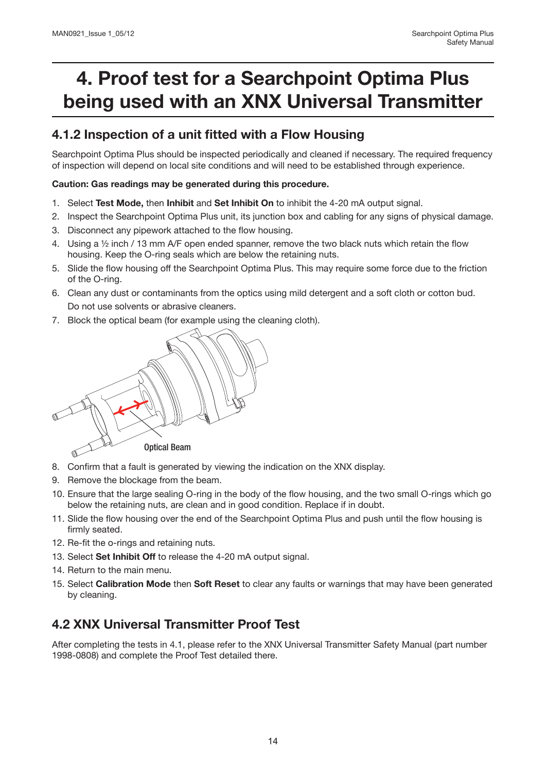# 4. Proof test for a Searchpoint Optima Plus being used with an XNX Universal Transmitter

## 4.1.2 Inspection of a unit fitted with a Flow Housing

Searchpoint Optima Plus should be inspected periodically and cleaned if necessary. The required frequency of inspection will depend on local site conditions and will need to be established through experience.

**Caution: Gas readings may be generated during this procedure.**

1. Select **Test Mode,** then **Inhibit** and **Set Inhibit On** to inhibit the 4-20 mA output signal.
2. Inspect the Searchpoint Optima Plus unit, its junction box and cabling for any signs of physical damage.
3. Disconnect any pipework attached to the flow housing.
4. Using a ½ inch / 13 mm A/F open ended spanner, remove the two black nuts which retain the flow housing. Keep the O-ring seals which are below the retaining nuts.
5. Slide the flow housing off the Searchpoint Optima Plus. This may require some force due to the friction of the O-ring.
6. Clean any dust or contaminants from the optics using mild detergent and a soft cloth or cotton bud. Do not use solvents or abrasive cleaners.
7. Block the optical beam (for example using the cleaning cloth).

Optical Beam

8. Confirm that a fault is generated by viewing the indication on the XNX display.
9. Remove the blockage from the beam.
10. Ensure that the large sealing O-ring in the body of the flow housing, and the two small O-rings which go below the retaining nuts, are clean and in good condition. Replace if in doubt.
11. Slide the flow housing over the end of the Searchpoint Optima Plus and push until the flow housing is firmly seated.
12. Re-fit the o-rings and retaining nuts.
13. Select **Set Inhibit Off** to release the 4-20 mA output signal.
14. Return to the main menu.
15. Select **Calibration Mode** then **Soft Reset** to clear any faults or warnings that may have been generated by cleaning.

## 4.2 XNX Universal Transmitter Proof Test

After completing the tests in 4.1, please refer to the XNX Universal Transmitter Safety Manual (part number 1998-0808) and complete the Proof Test detailed there.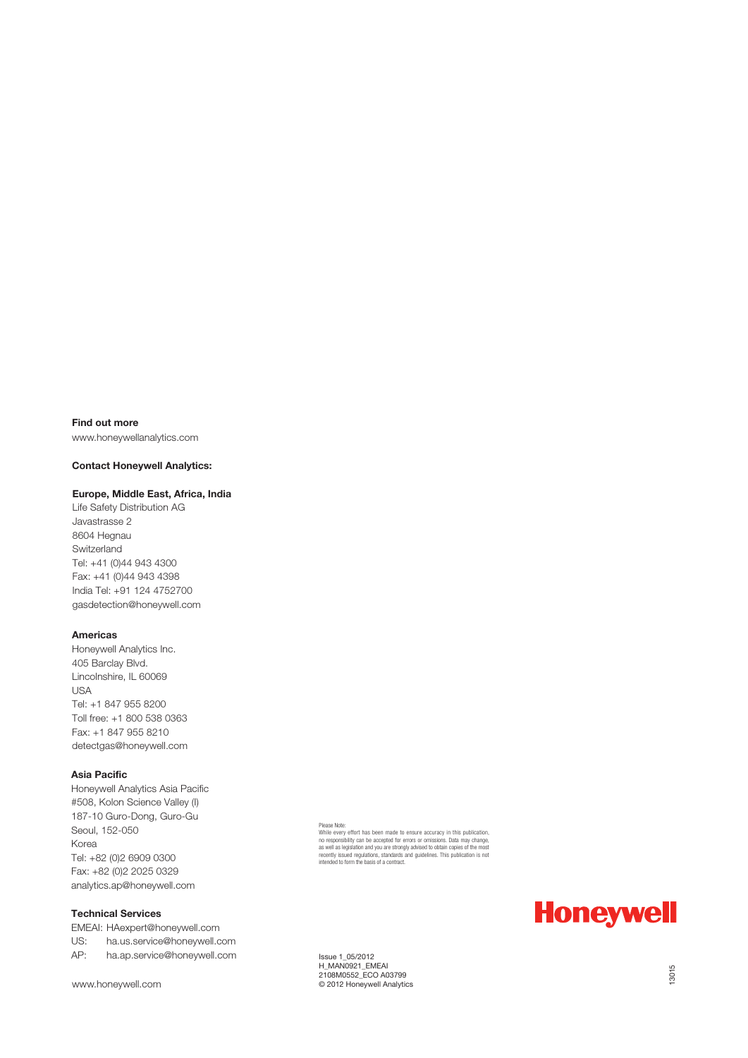**Find out more**

www.honeywellanalytics.com

**Contact Honeywell Analytics:**

**Europe, Middle East, Africa, India**

Life Safety Distribution AG
Javastrasse 2
8604 Hegnau
Switzerland
Tel: +41 (0)44 943 4300
Fax: +41 (0)44 943 4398
India Tel: +91 124 4752700
gasdetection@honeywell.com

**Americas**

Honeywell Analytics Inc.
405 Barclay Blvd.
Lincolnshire, IL 60069
USA
Tel: +1 847 955 8200
Toll free: +1 800 538 0363
Fax: +1 847 955 8210
detectgas@honeywell.com

**Asia Pacific**

Honeywell Analytics Asia Pacific
#508, Kolon Science Valley (I)
187-10 Guro-Dong, Guro-Gu
Seoul, 152-050
Korea
Tel: +82 (0)2 6909 0300
Fax: +82 (0)2 2025 0329
analytics.ap@honeywell.com

**Technical Services**

EMEAI: HAexpert@honeywell.com
US: ha.us.service@honeywell.com
AP: ha.ap.service@honeywell.com

www.honeywell.com

Please Note:
While every effort has been made to ensure accuracy in this publication, no responsibility can be accepted for errors or omissions. Data may change, as well as legislation and you are strongly advised to obtain copies of the most recently issued regulations, standards and guidelines. This publication is not intended to form the basis of a contract.

**Honeywell**

Issue 1_05/2012
H_MAN0921_EMEAI
2108M0552_ECO A03799
© 2012 Honeywell Analytics

13015